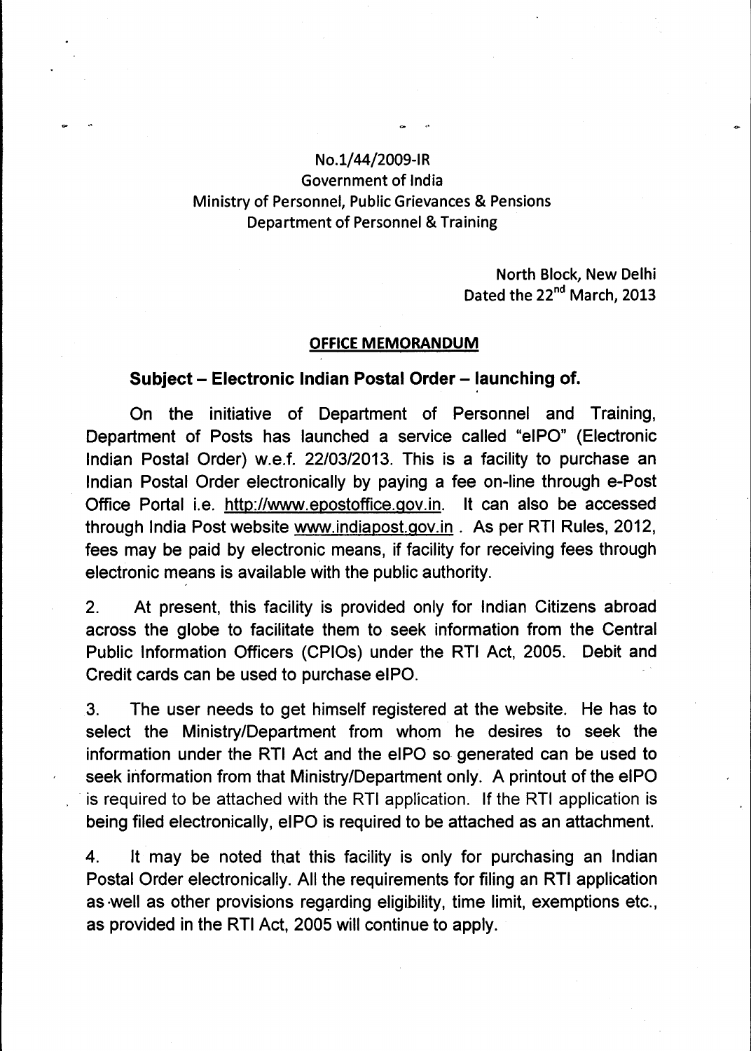No.1/44/2009-IR
Government of India
Ministry of Personnel, Public Grievances & Pensions
Department of Personnel & Training

North Block, New Delhi
Dated the 22nd March, 2013

## OFFICE MEMORANDUM

### Subject – Electronic Indian Postal Order – launching of.

On the initiative of Department of Personnel and Training, Department of Posts has launched a service called "eIPO" (Electronic Indian Postal Order) w.e.f. 22/03/2013. This is a facility to purchase an Indian Postal Order electronically by paying a fee on-line through e-Post Office Portal i.e. http://www.epostoffice.gov.in. It can also be accessed through India Post website www.indiapost.gov.in . As per RTI Rules, 2012, fees may be paid by electronic means, if facility for receiving fees through electronic means is available with the public authority.

2. At present, this facility is provided only for Indian Citizens abroad across the globe to facilitate them to seek information from the Central Public Information Officers (CPIOs) under the RTI Act, 2005. Debit and Credit cards can be used to purchase eIPO.

3. The user needs to get himself registered at the website. He has to select the Ministry/Department from whom he desires to seek the information under the RTI Act and the eIPO so generated can be used to seek information from that Ministry/Department only. A printout of the eIPO is required to be attached with the RTI application. If the RTI application is being filed electronically, eIPO is required to be attached as an attachment.

4. It may be noted that this facility is only for purchasing an Indian Postal Order electronically. All the requirements for filing an RTI application as well as other provisions regarding eligibility, time limit, exemptions etc., as provided in the RTI Act, 2005 will continue to apply.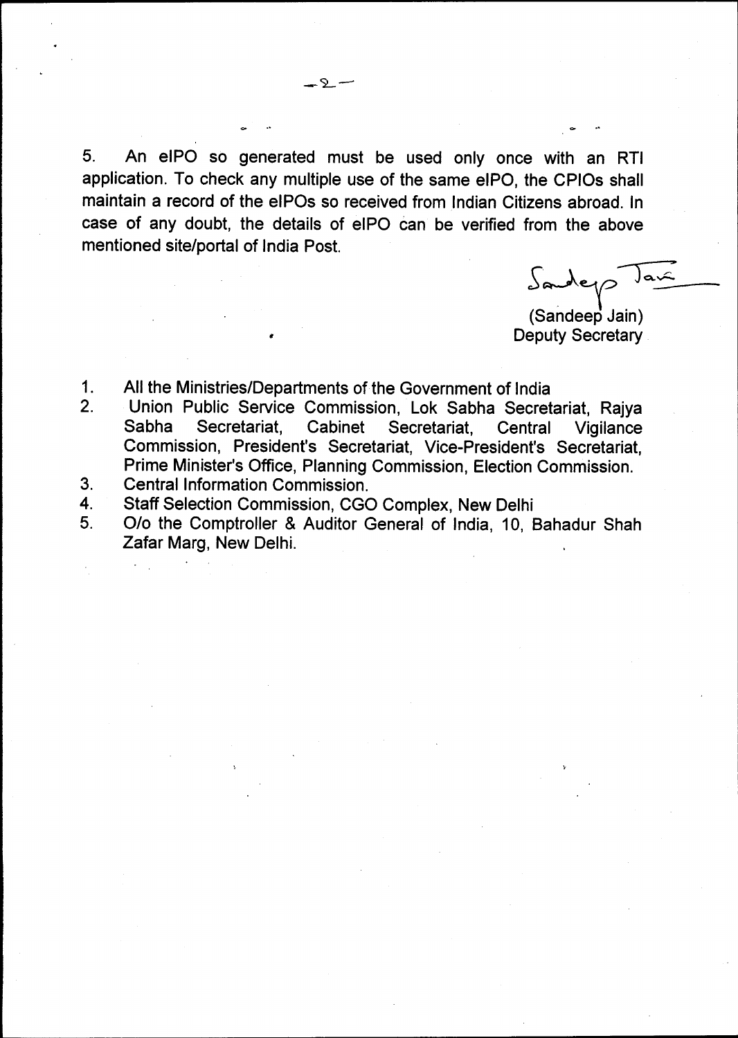5. An eIPO so generated must be used only once with an RTI application. To check any multiple use of the same eIPO, the CPIOs shall maintain a record of the eIPOs so received from Indian Citizens abroad. In case of any doubt, the details of eIPO can be verified from the above mentioned site/portal of India Post.

(Sandeep Jain)
Deputy Secretary

1. All the Ministries/Departments of the Government of India
2. Union Public Service Commission, Lok Sabha Secretariat, Rajya Sabha Secretariat, Cabinet Secretariat, Central Vigilance Commission, President's Secretariat, Vice-President's Secretariat, Prime Minister's Office, Planning Commission, Election Commission.
3. Central Information Commission.
4. Staff Selection Commission, CGO Complex, New Delhi
5. O/o the Comptroller & Auditor General of India, 10, Bahadur Shah Zafar Marg, New Delhi.